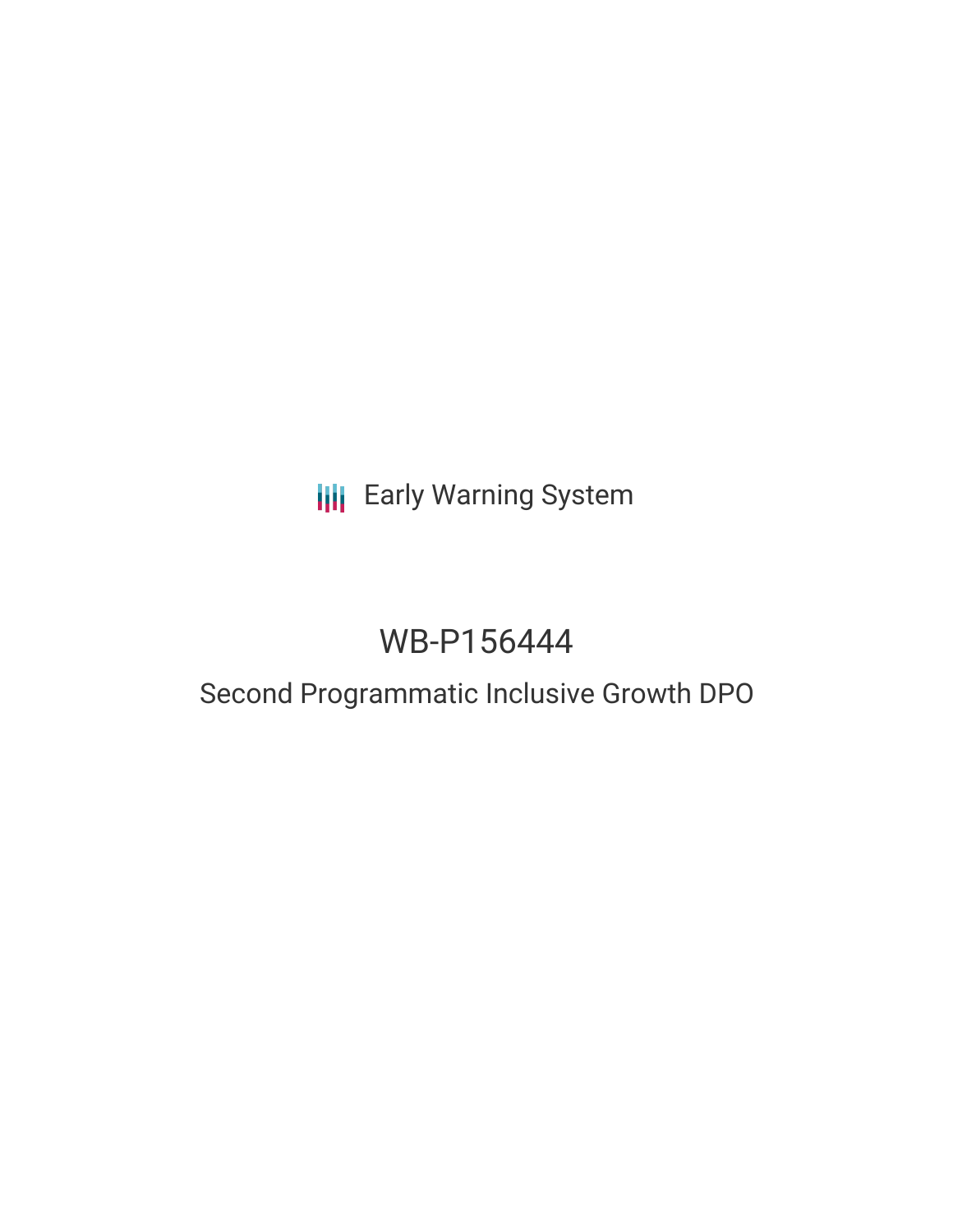Early Warning System

# WB-P156444

## Second Programmatic Inclusive Growth DPO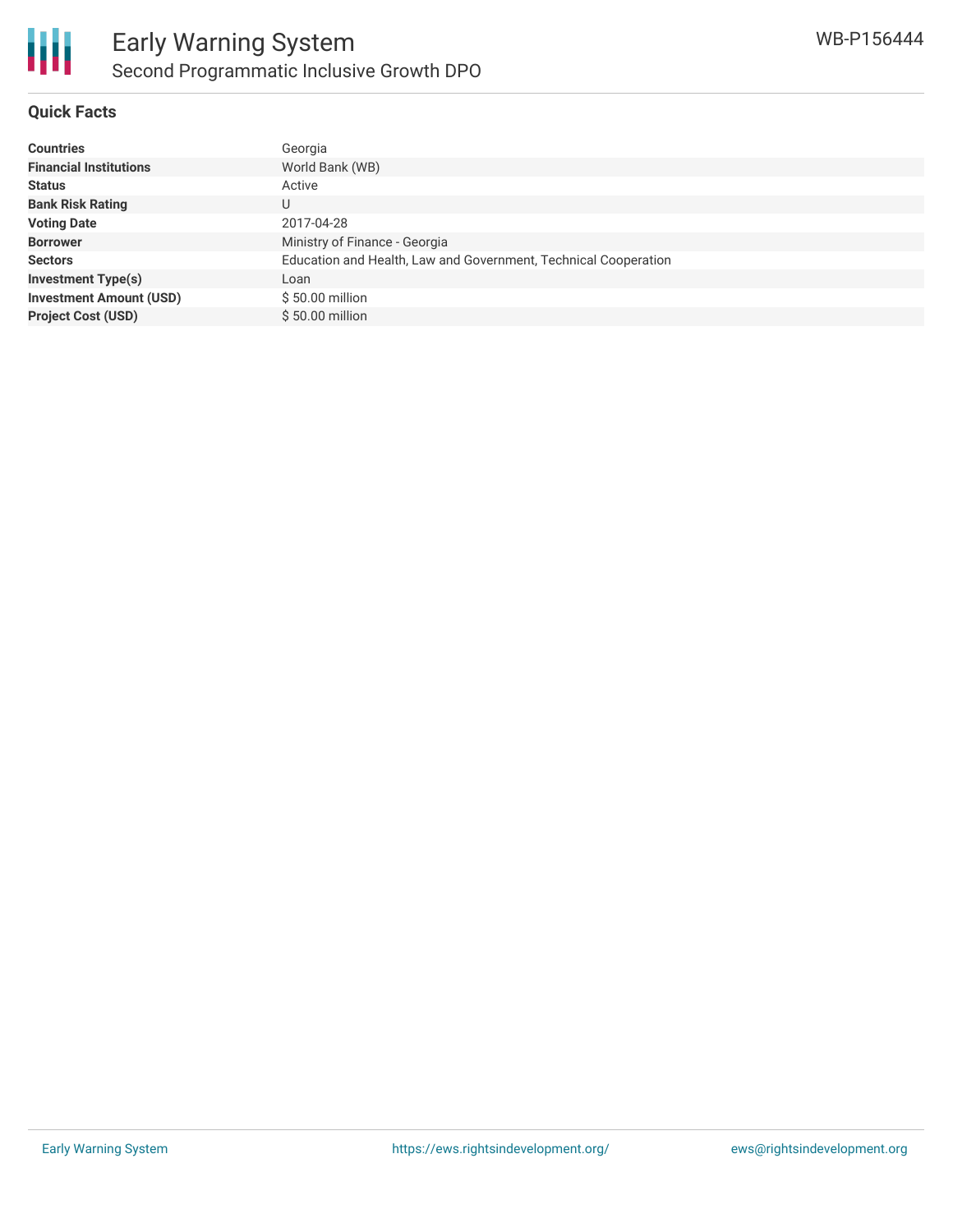# Early Warning System

## Second Programmatic Inclusive Growth DPO

WB-P156444

### Quick Facts

| | |
|---|---|
| **Countries** | Georgia |
| **Financial Institutions** | World Bank (WB) |
| **Status** | Active |
| **Bank Risk Rating** | U |
| **Voting Date** | 2017-04-28 |
| **Borrower** | Ministry of Finance - Georgia |
| **Sectors** | Education and Health, Law and Government, Technical Cooperation |
| **Investment Type(s)** | Loan |
| **Investment Amount (USD)** | $ 50.00 million |
| **Project Cost (USD)** | $ 50.00 million |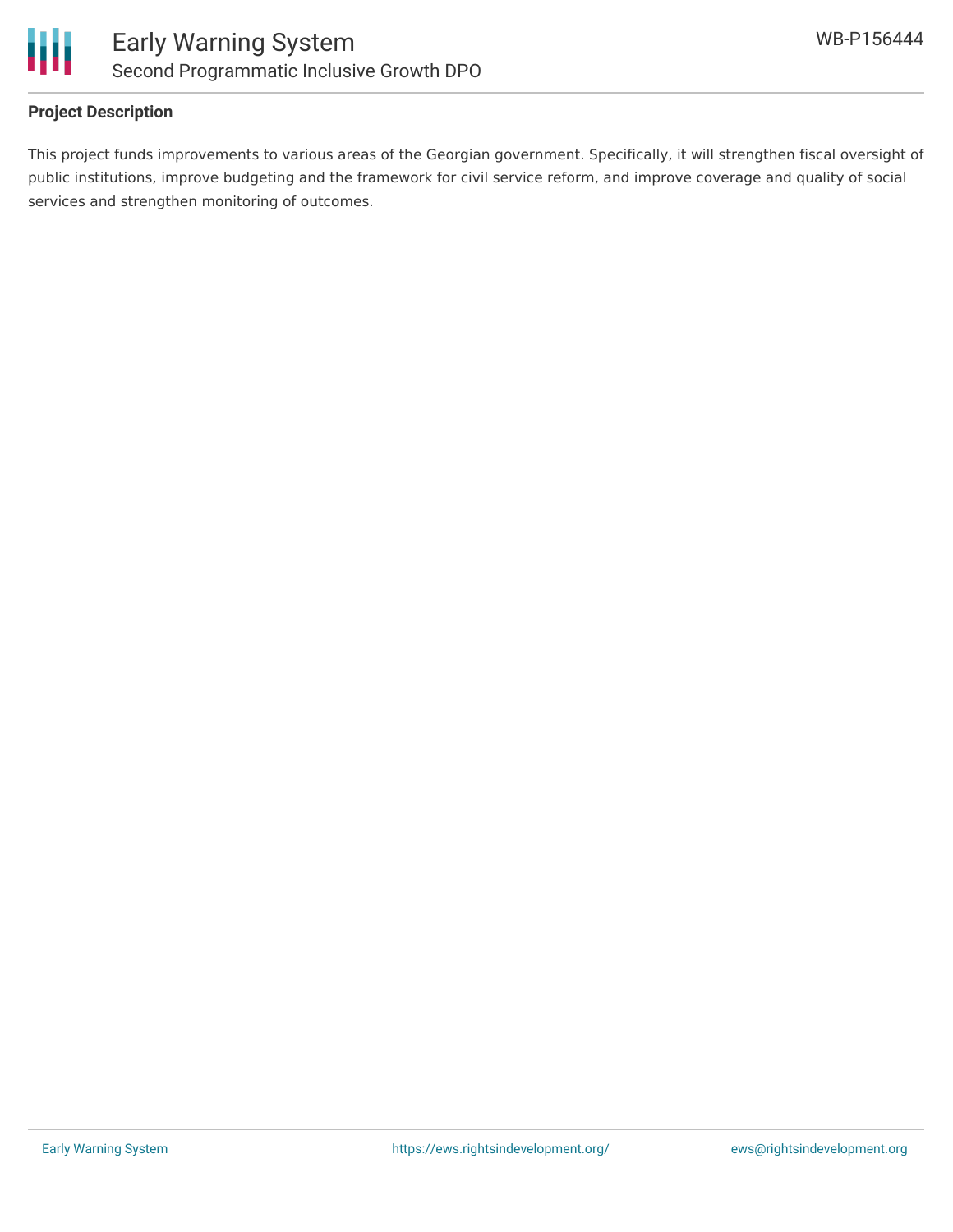## Project Description

This project funds improvements to various areas of the Georgian government. Specifically, it will strengthen fiscal oversight of public institutions, improve budgeting and the framework for civil service reform, and improve coverage and quality of social services and strengthen monitoring of outcomes.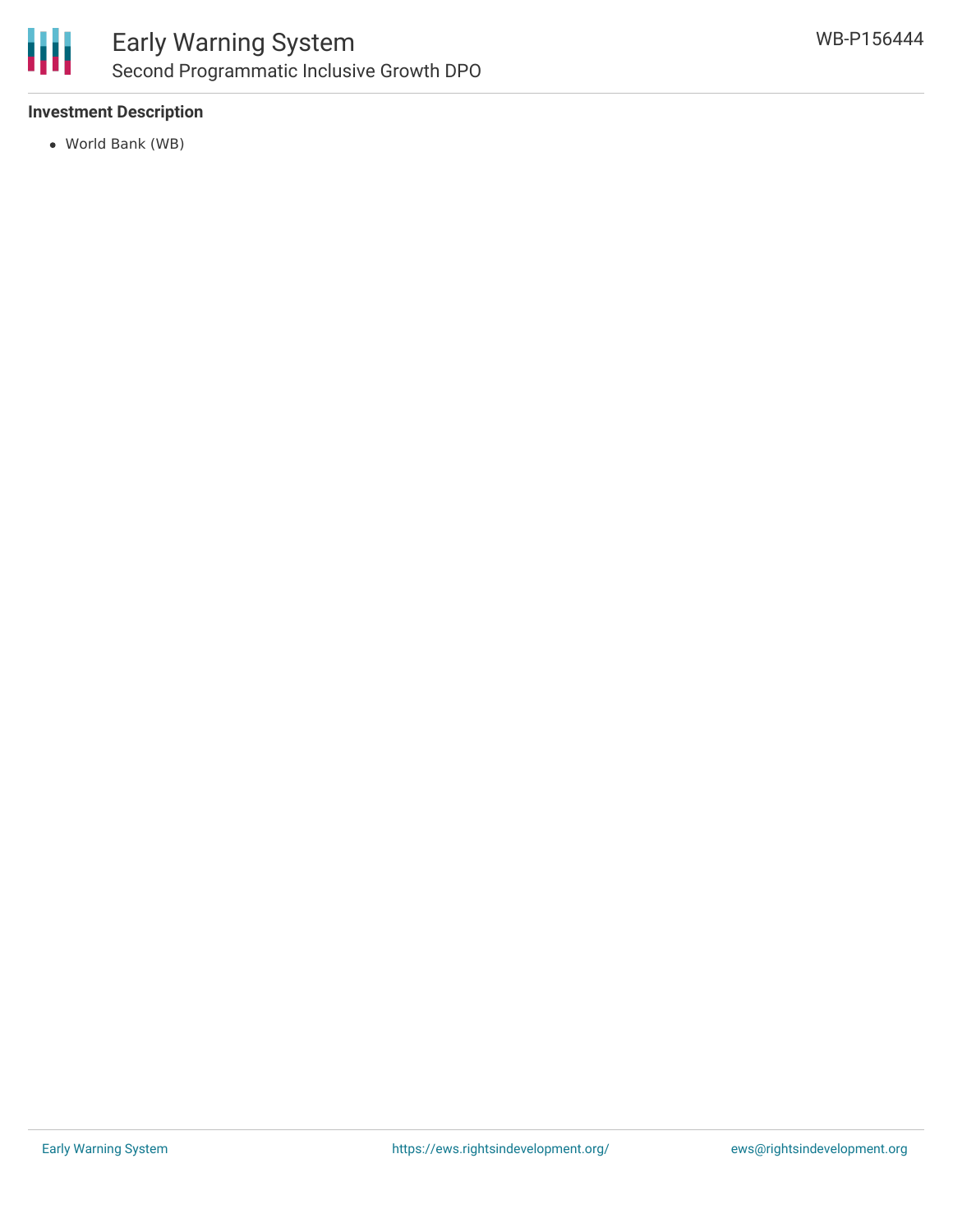### Investment Description

- World Bank (WB)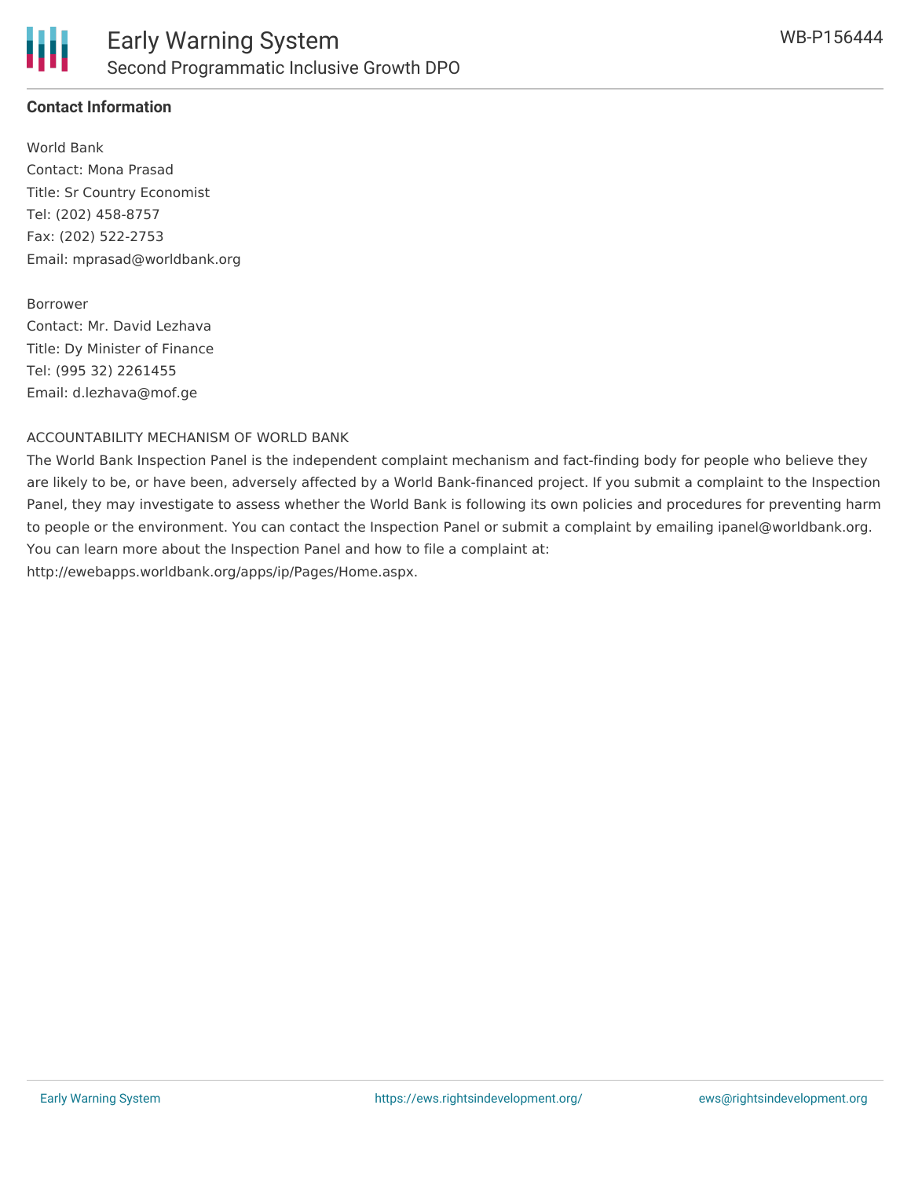## Contact Information

World Bank
Contact: Mona Prasad
Title: Sr Country Economist
Tel: (202) 458-8757
Fax: (202) 522-2753
Email: mprasad@worldbank.org

Borrower
Contact: Mr. David Lezhava
Title: Dy Minister of Finance
Tel: (995 32) 2261455
Email: d.lezhava@mof.ge

ACCOUNTABILITY MECHANISM OF WORLD BANK

The World Bank Inspection Panel is the independent complaint mechanism and fact-finding body for people who believe they are likely to be, or have been, adversely affected by a World Bank-financed project. If you submit a complaint to the Inspection Panel, they may investigate to assess whether the World Bank is following its own policies and procedures for preventing harm to people or the environment. You can contact the Inspection Panel or submit a complaint by emailing ipanel@worldbank.org. You can learn more about the Inspection Panel and how to file a complaint at: http://ewebapps.worldbank.org/apps/ip/Pages/Home.aspx.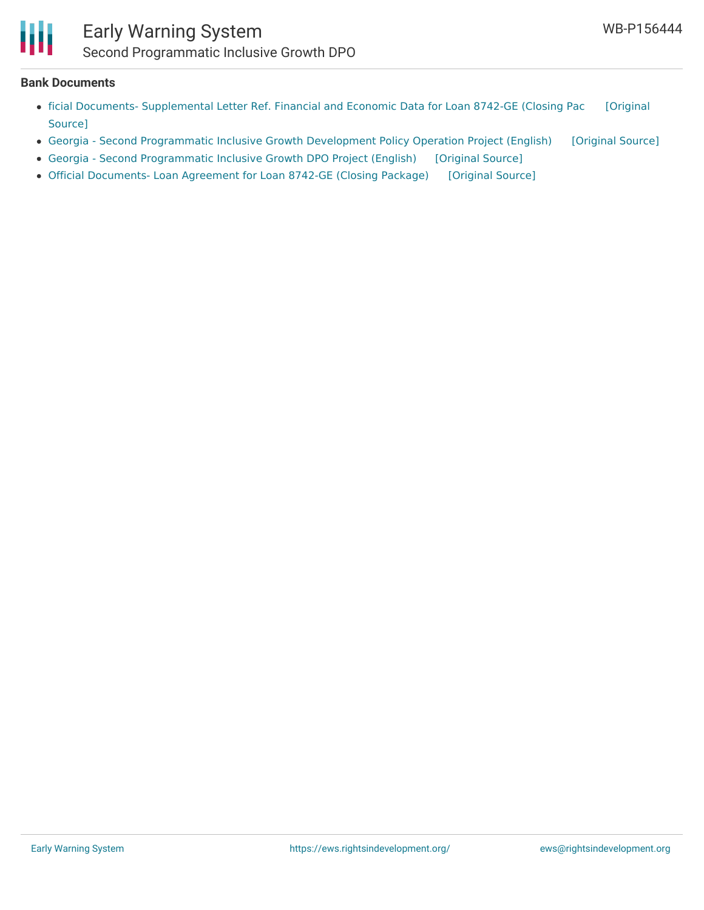### Bank Documents

- ficial Documents- Supplemental Letter Ref. Financial and Economic Data for Loan 8742-GE (Closing Pac [Original Source]
- Georgia - Second Programmatic Inclusive Growth Development Policy Operation Project (English) [Original Source]
- Georgia - Second Programmatic Inclusive Growth DPO Project (English) [Original Source]
- Official Documents- Loan Agreement for Loan 8742-GE (Closing Package) [Original Source]